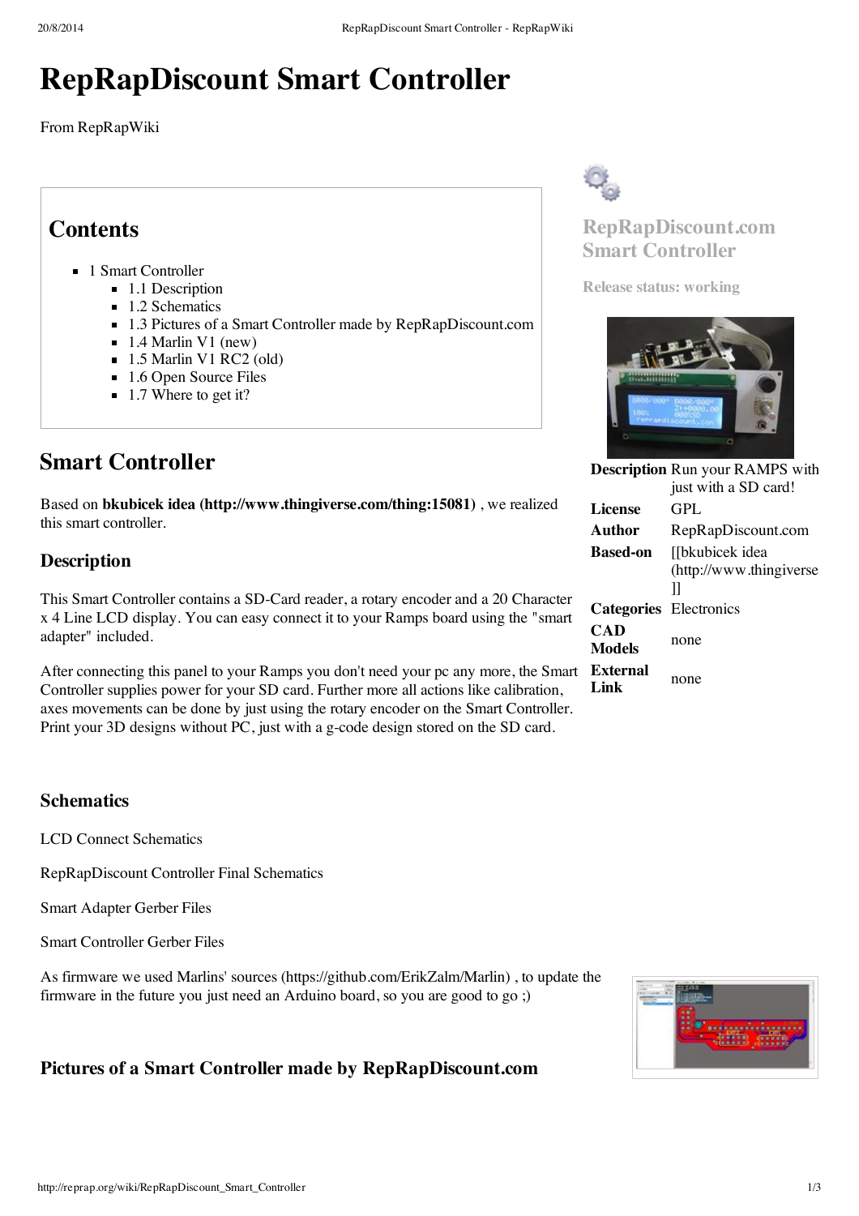# RepRapDiscount Smart Controller

From RepRapWiki

## Contents

- 1 Smart Controller
  - 1.1 Description
  - 1.2 Schematics
  - 1.3 Pictures of a Smart Controller made by RepRapDiscount.com
  - 1.4 Marlin V1 (new)
  - 1.5 Marlin V1 RC2 (old)
  - 1.6 Open Source Files
  - 1.7 Where to get it?

**RepRapDiscount.com Smart Controller**

**Release status: working**

| | |
|---|---|
| **Description** | Run your RAMPS with just with a SD card! |
| **License** | GPL |
| **Author** | RepRapDiscount.com |
| **Based-on** | [[bkubicek idea (http://www.thingiverse ]] |
| **Categories** | Electronics |
| **CAD Models** | none |
| **External Link** | none |

## Smart Controller

Based on **bkubicek idea (http://www.thingiverse.com/thing:15081)** , we realized this smart controller.

### Description

This Smart Controller contains a SD-Card reader, a rotary encoder and a 20 Character x 4 Line LCD display. You can easy connect it to your Ramps board using the "smart adapter" included.

After connecting this panel to your Ramps you don't need your pc any more, the Smart Controller supplies power for your SD card. Further more all actions like calibration, axes movements can be done by just using the rotary encoder on the Smart Controller. Print your 3D designs without PC, just with a g-code design stored on the SD card.

### Schematics

LCD Connect Schematics

RepRapDiscount Controller Final Schematics

Smart Adapter Gerber Files

Smart Controller Gerber Files

As firmware we used Marlins' sources (https://github.com/ErikZalm/Marlin) , to update the firmware in the future you just need an Arduino board, so you are good to go ;)

### Pictures of a Smart Controller made by RepRapDiscount.com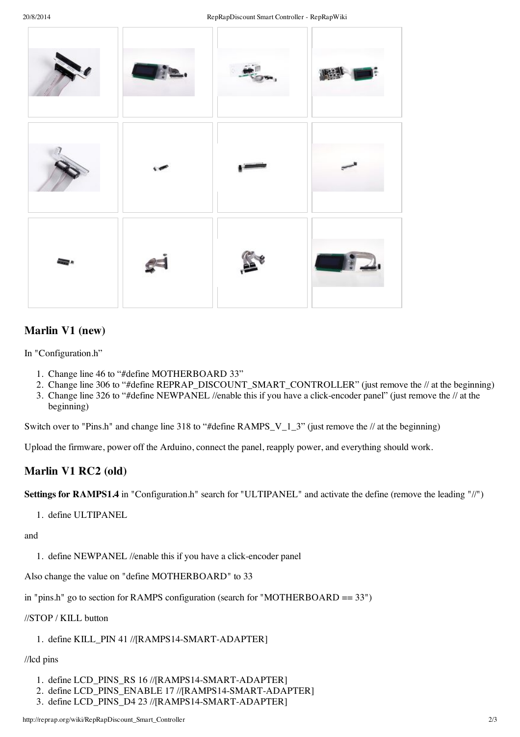## Marlin V1 (new)

In "Configuration.h"

1. Change line 46 to “#define MOTHERBOARD 33”
2. Change line 306 to “#define REPRAP_DISCOUNT_SMART_CONTROLLER” (just remove the // at the beginning)
3. Change line 326 to “#define NEWPANEL //enable this if you have a click-encoder panel” (just remove the // at the beginning)

Switch over to "Pins.h" and change line 318 to “#define RAMPS_V_1_3” (just remove the // at the beginning)

Upload the firmware, power off the Arduino, connect the panel, reapply power, and everything should work.

## Marlin V1 RC2 (old)

**Settings for RAMPS1.4** in "Configuration.h" search for "ULTIPANEL" and activate the define (remove the leading "//")

1. define ULTIPANEL

and

1. define NEWPANEL //enable this if you have a click-encoder panel

Also change the value on "define MOTHERBOARD" to 33

in "pins.h" go to section for RAMPS configuration (search for "MOTHERBOARD == 33")

//STOP / KILL button

1. define KILL_PIN 41 //[RAMPS14-SMART-ADAPTER]

//lcd pins

1. define LCD_PINS_RS 16 //[RAMPS14-SMART-ADAPTER]
2. define LCD_PINS_ENABLE 17 //[RAMPS14-SMART-ADAPTER]
3. define LCD_PINS_D4 23 //[RAMPS14-SMART-ADAPTER]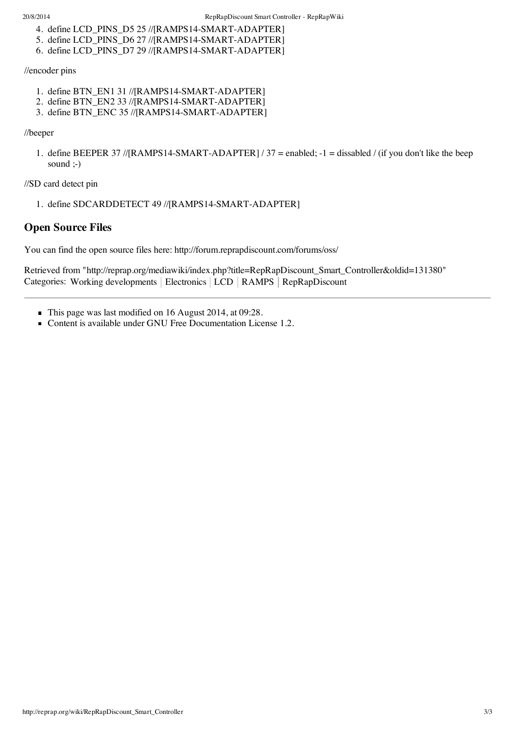4. define LCD_PINS_D5 25 //[RAMPS14-SMART-ADAPTER]
5. define LCD_PINS_D6 27 //[RAMPS14-SMART-ADAPTER]
6. define LCD_PINS_D7 29 //[RAMPS14-SMART-ADAPTER]

//encoder pins

1. define BTN_EN1 31 //[RAMPS14-SMART-ADAPTER]
2. define BTN_EN2 33 //[RAMPS14-SMART-ADAPTER]
3. define BTN_ENC 35 //[RAMPS14-SMART-ADAPTER]

//beeper

1. define BEEPER 37 //[RAMPS14-SMART-ADAPTER] / 37 = enabled; -1 = dissabled / (if you don't like the beep sound ;-)

//SD card detect pin

1. define SDCARDDETECT 49 //[RAMPS14-SMART-ADAPTER]

## Open Source Files

You can find the open source files here: http://forum.reprapdiscount.com/forums/oss/

Retrieved from "http://reprap.org/mediawiki/index.php?title=RepRapDiscount_Smart_Controller&oldid=131380"
Categories: Working developments | Electronics | LCD | RAMPS | RepRapDiscount

---

- This page was last modified on 16 August 2014, at 09:28.
- Content is available under GNU Free Documentation License 1.2.